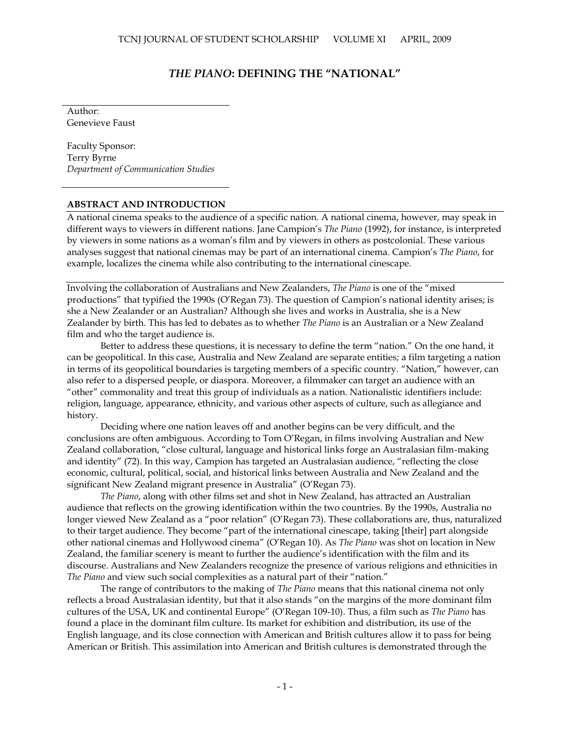# *THE PIANO*: DEFINING THE "NATIONAL"

Author:
Genevieve Faust

Faculty Sponsor:
Terry Byrne
*Department of Communication Studies*

## ABSTRACT AND INTRODUCTION

A national cinema speaks to the audience of a specific nation. A national cinema, however, may speak in different ways to viewers in different nations. Jane Campion's *The Piano* (1992), for instance, is interpreted by viewers in some nations as a woman's film and by viewers in others as postcolonial. These various analyses suggest that national cinemas may be part of an international cinema. Campion's *The Piano*, for example, localizes the cinema while also contributing to the international cinescape.

Involving the collaboration of Australians and New Zealanders, *The Piano* is one of the "mixed productions" that typified the 1990s (O'Regan 73). The question of Campion's national identity arises; is she a New Zealander or an Australian? Although she lives and works in Australia, she is a New Zealander by birth. This has led to debates as to whether *The Piano* is an Australian or a New Zealand film and who the target audience is.

Better to address these questions, it is necessary to define the term "nation." On the one hand, it can be geopolitical. In this case, Australia and New Zealand are separate entities; a film targeting a nation in terms of its geopolitical boundaries is targeting members of a specific country. "Nation," however, can also refer to a dispersed people, or diaspora. Moreover, a filmmaker can target an audience with an "other" commonality and treat this group of individuals as a nation. Nationalistic identifiers include: religion, language, appearance, ethnicity, and various other aspects of culture, such as allegiance and history.

Deciding where one nation leaves off and another begins can be very difficult, and the conclusions are often ambiguous. According to Tom O'Regan, in films involving Australian and New Zealand collaboration, "close cultural, language and historical links forge an Australasian film-making and identity" (72). In this way, Campion has targeted an Australasian audience, "reflecting the close economic, cultural, political, social, and historical links between Australia and New Zealand and the significant New Zealand migrant presence in Australia" (O'Regan 73).

*The Piano*, along with other films set and shot in New Zealand, has attracted an Australian audience that reflects on the growing identification within the two countries. By the 1990s, Australia no longer viewed New Zealand as a "poor relation" (O'Regan 73). These collaborations are, thus, naturalized to their target audience. They become "part of the international cinescape, taking [their] part alongside other national cinemas and Hollywood cinema" (O'Regan 10). As *The Piano* was shot on location in New Zealand, the familiar scenery is meant to further the audience's identification with the film and its discourse. Australians and New Zealanders recognize the presence of various religions and ethnicities in *The Piano* and view such social complexities as a natural part of their "nation."

The range of contributors to the making of *The Piano* means that this national cinema not only reflects a broad Australasian identity, but that it also stands "on the margins of the more dominant film cultures of the USA, UK and continental Europe" (O'Regan 109-10). Thus, a film such as *The Piano* has found a place in the dominant film culture. Its market for exhibition and distribution, its use of the English language, and its close connection with American and British cultures allow it to pass for being American or British. This assimilation into American and British cultures is demonstrated through the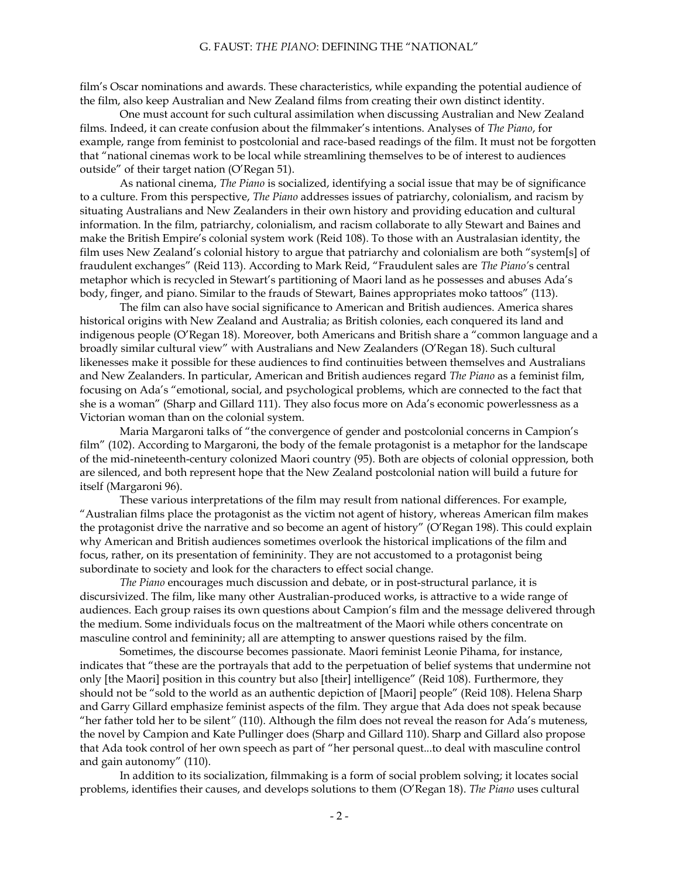film's Oscar nominations and awards. These characteristics, while expanding the potential audience of the film, also keep Australian and New Zealand films from creating their own distinct identity.

One must account for such cultural assimilation when discussing Australian and New Zealand films. Indeed, it can create confusion about the filmmaker's intentions. Analyses of *The Piano*, for example, range from feminist to postcolonial and race-based readings of the film. It must not be forgotten that "national cinemas work to be local while streamlining themselves to be of interest to audiences outside" of their target nation (O'Regan 51).

As national cinema, *The Piano* is socialized, identifying a social issue that may be of significance to a culture. From this perspective, *The Piano* addresses issues of patriarchy, colonialism, and racism by situating Australians and New Zealanders in their own history and providing education and cultural information. In the film, patriarchy, colonialism, and racism collaborate to ally Stewart and Baines and make the British Empire's colonial system work (Reid 108). To those with an Australasian identity, the film uses New Zealand's colonial history to argue that patriarchy and colonialism are both "system[s] of fraudulent exchanges" (Reid 113). According to Mark Reid, "Fraudulent sales are *The Piano*'s central metaphor which is recycled in Stewart's partitioning of Maori land as he possesses and abuses Ada's body, finger, and piano. Similar to the frauds of Stewart, Baines appropriates moko tattoos" (113).

The film can also have social significance to American and British audiences. America shares historical origins with New Zealand and Australia; as British colonies, each conquered its land and indigenous people (O'Regan 18). Moreover, both Americans and British share a "common language and a broadly similar cultural view" with Australians and New Zealanders (O'Regan 18). Such cultural likenesses make it possible for these audiences to find continuities between themselves and Australians and New Zealanders. In particular, American and British audiences regard *The Piano* as a feminist film, focusing on Ada's "emotional, social, and psychological problems, which are connected to the fact that she is a woman" (Sharp and Gillard 111). They also focus more on Ada's economic powerlessness as a Victorian woman than on the colonial system.

Maria Margaroni talks of "the convergence of gender and postcolonial concerns in Campion's film" (102). According to Margaroni, the body of the female protagonist is a metaphor for the landscape of the mid-nineteenth-century colonized Maori country (95). Both are objects of colonial oppression, both are silenced, and both represent hope that the New Zealand postcolonial nation will build a future for itself (Margaroni 96).

These various interpretations of the film may result from national differences. For example, "Australian films place the protagonist as the victim not agent of history, whereas American film makes the protagonist drive the narrative and so become an agent of history" (O'Regan 198). This could explain why American and British audiences sometimes overlook the historical implications of the film and focus, rather, on its presentation of femininity. They are not accustomed to a protagonist being subordinate to society and look for the characters to effect social change.

*The Piano* encourages much discussion and debate, or in post-structural parlance, it is discursivized. The film, like many other Australian-produced works, is attractive to a wide range of audiences. Each group raises its own questions about Campion's film and the message delivered through the medium. Some individuals focus on the maltreatment of the Maori while others concentrate on masculine control and femininity; all are attempting to answer questions raised by the film.

Sometimes, the discourse becomes passionate. Maori feminist Leonie Pihama, for instance, indicates that "these are the portrayals that add to the perpetuation of belief systems that undermine not only [the Maori] position in this country but also [their] intelligence" (Reid 108). Furthermore, they should not be "sold to the world as an authentic depiction of [Maori] people" (Reid 108). Helena Sharp and Garry Gillard emphasize feminist aspects of the film. They argue that Ada does not speak because "her father told her to be silent" (110). Although the film does not reveal the reason for Ada's muteness, the novel by Campion and Kate Pullinger does (Sharp and Gillard 110). Sharp and Gillard also propose that Ada took control of her own speech as part of "her personal quest...to deal with masculine control and gain autonomy" (110).

In addition to its socialization, filmmaking is a form of social problem solving; it locates social problems, identifies their causes, and develops solutions to them (O'Regan 18). *The Piano* uses cultural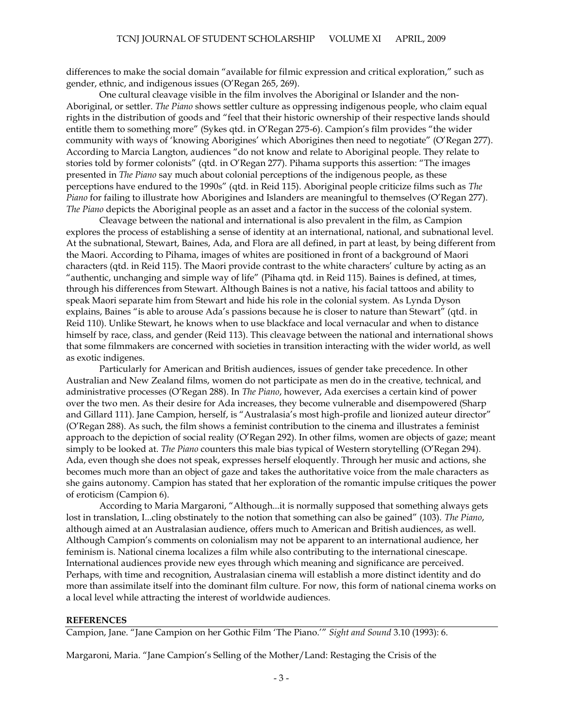differences to make the social domain "available for filmic expression and critical exploration," such as gender, ethnic, and indigenous issues (O'Regan 265, 269).

One cultural cleavage visible in the film involves the Aboriginal or Islander and the non-Aboriginal, or settler. *The Piano* shows settler culture as oppressing indigenous people, who claim equal rights in the distribution of goods and "feel that their historic ownership of their respective lands should entitle them to something more" (Sykes qtd. in O'Regan 275-6). Campion's film provides "the wider community with ways of 'knowing Aborigines' which Aborigines then need to negotiate" (O'Regan 277). According to Marcia Langton, audiences "do not know and relate to Aboriginal people. They relate to stories told by former colonists" (qtd. in O'Regan 277). Pihama supports this assertion: "The images presented in *The Piano* say much about colonial perceptions of the indigenous people, as these perceptions have endured to the 1990s" (qtd. in Reid 115). Aboriginal people criticize films such as *The Piano* for failing to illustrate how Aborigines and Islanders are meaningful to themselves (O'Regan 277). *The Piano* depicts the Aboriginal people as an asset and a factor in the success of the colonial system.

Cleavage between the national and international is also prevalent in the film, as Campion explores the process of establishing a sense of identity at an international, national, and subnational level. At the subnational, Stewart, Baines, Ada, and Flora are all defined, in part at least, by being different from the Maori. According to Pihama, images of whites are positioned in front of a background of Maori characters (qtd. in Reid 115). The Maori provide contrast to the white characters' culture by acting as an "authentic, unchanging and simple way of life" (Pihama qtd. in Reid 115). Baines is defined, at times, through his differences from Stewart. Although Baines is not a native, his facial tattoos and ability to speak Maori separate him from Stewart and hide his role in the colonial system. As Lynda Dyson explains, Baines "is able to arouse Ada's passions because he is closer to nature than Stewart" (qtd. in Reid 110). Unlike Stewart, he knows when to use blackface and local vernacular and when to distance himself by race, class, and gender (Reid 113). This cleavage between the national and international shows that some filmmakers are concerned with societies in transition interacting with the wider world, as well as exotic indigenes.

Particularly for American and British audiences, issues of gender take precedence. In other Australian and New Zealand films, women do not participate as men do in the creative, technical, and administrative processes (O'Regan 288). In *The Piano*, however, Ada exercises a certain kind of power over the two men. As their desire for Ada increases, they become vulnerable and disempowered (Sharp and Gillard 111). Jane Campion, herself, is "Australasia's most high-profile and lionized auteur director" (O'Regan 288). As such, the film shows a feminist contribution to the cinema and illustrates a feminist approach to the depiction of social reality (O'Regan 292). In other films, women are objects of gaze; meant simply to be looked at. *The Piano* counters this male bias typical of Western storytelling (O'Regan 294). Ada, even though she does not speak, expresses herself eloquently. Through her music and actions, she becomes much more than an object of gaze and takes the authoritative voice from the male characters as she gains autonomy. Campion has stated that her exploration of the romantic impulse critiques the power of eroticism (Campion 6).

According to Maria Margaroni, "Although...it is normally supposed that something always gets lost in translation, I...cling obstinately to the notion that something can also be gained" (103). *The Piano*, although aimed at an Australasian audience, offers much to American and British audiences, as well. Although Campion's comments on colonialism may not be apparent to an international audience, her feminism is. National cinema localizes a film while also contributing to the international cinescape. International audiences provide new eyes through which meaning and significance are perceived. Perhaps, with time and recognition, Australasian cinema will establish a more distinct identity and do more than assimilate itself into the dominant film culture. For now, this form of national cinema works on a local level while attracting the interest of worldwide audiences.

**REFERENCES**

Campion, Jane. "Jane Campion on her Gothic Film 'The Piano.'" *Sight and Sound* 3.10 (1993): 6.

Margaroni, Maria. "Jane Campion's Selling of the Mother/Land: Restaging the Crisis of the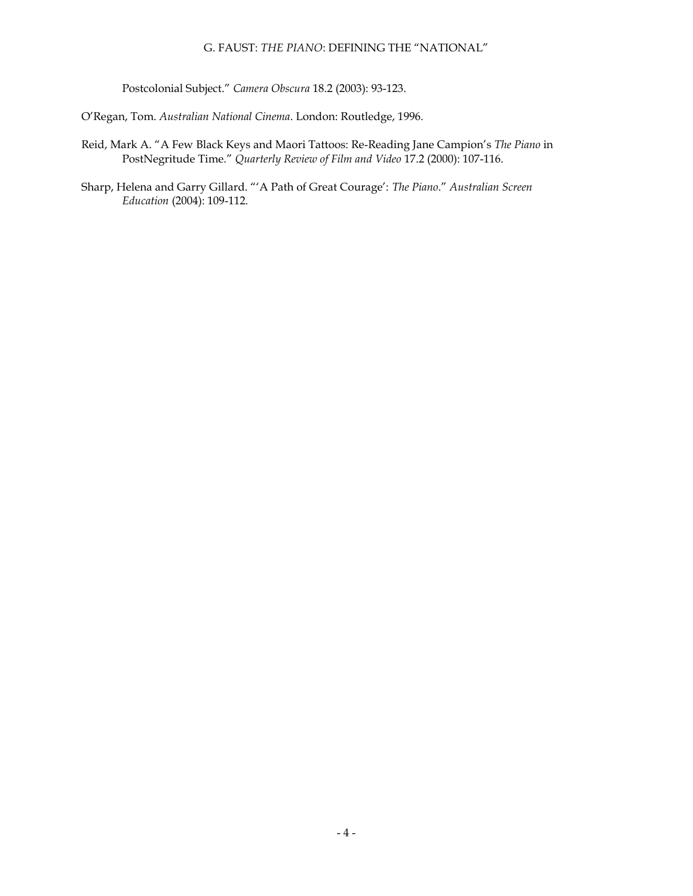Postcolonial Subject." *Camera Obscura* 18.2 (2003): 93-123.

O'Regan, Tom. *Australian National Cinema*. London: Routledge, 1996.

Reid, Mark A. "A Few Black Keys and Maori Tattoos: Re-Reading Jane Campion's *The Piano* in PostNegritude Time." *Quarterly Review of Film and Video* 17.2 (2000): 107-116.

Sharp, Helena and Garry Gillard. "'A Path of Great Courage': *The Piano*." *Australian Screen Education* (2004): 109-112.